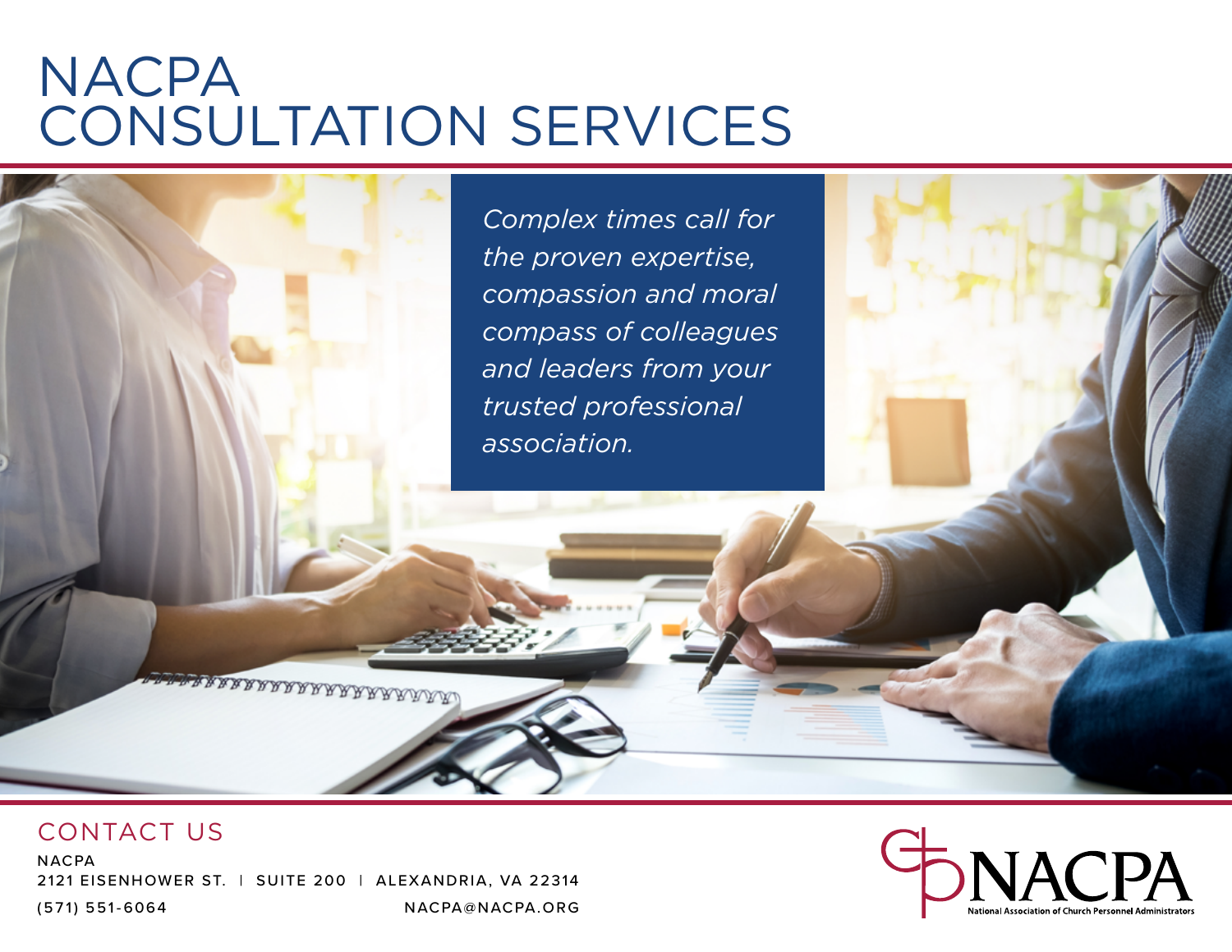# NACPA CONSULTATION SERVICES

*Complex times call for the proven expertise, compassion and moral compass of colleagues and leaders from your trusted professional association.*

## CONTACT US

NACPA
2121 EISENHOWER ST. | SUITE 200 | ALEXANDRIA, VA 22314
(571) 551-6064
NACPA@NACPA.ORG

NACPA
National Association of Church Personnel Administrators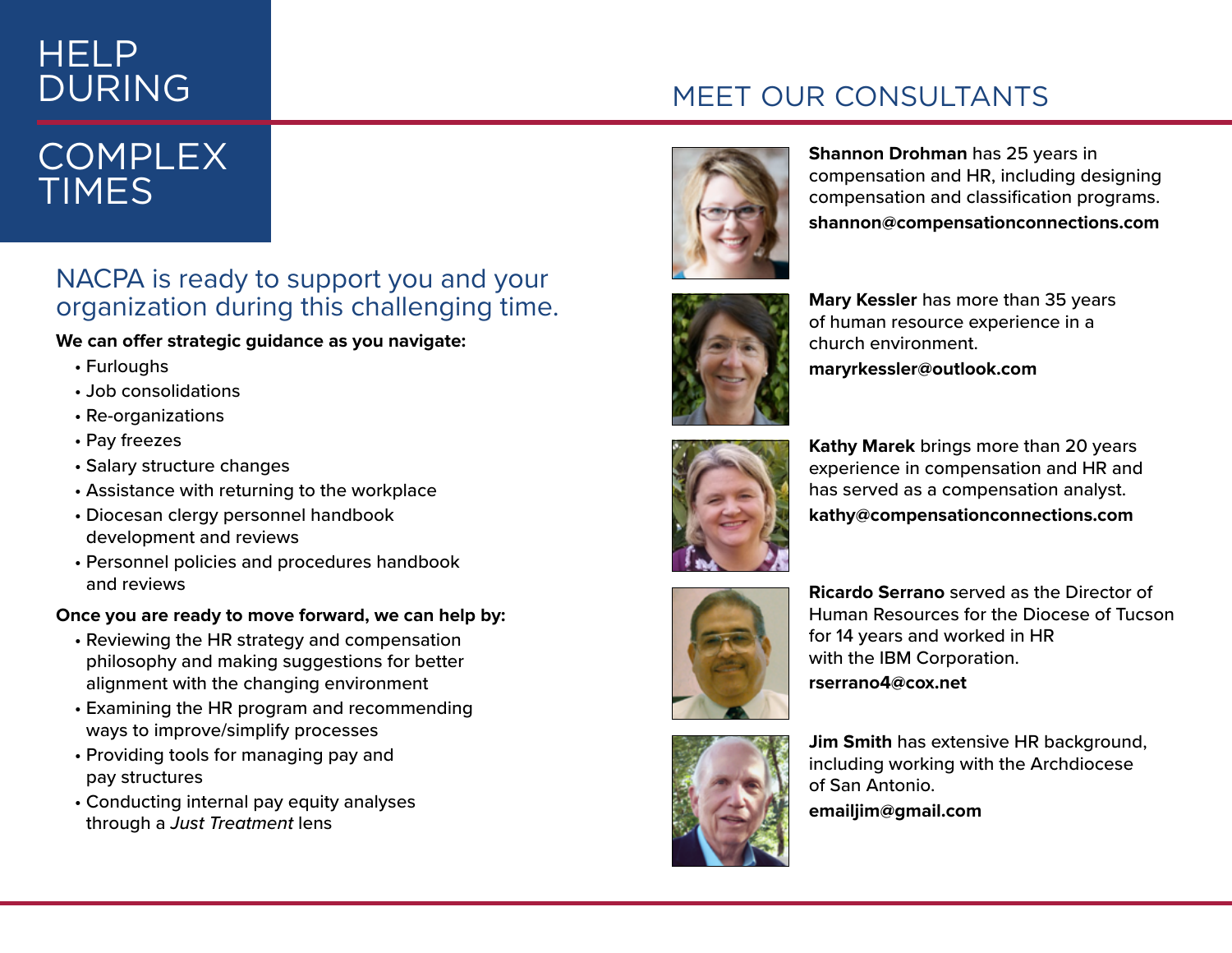# HELP DURING COMPLEX TIMES

## NACPA is ready to support you and your organization during this challenging time.

**We can offer strategic guidance as you navigate:**

- Furloughs
- Job consolidations
- Re-organizations
- Pay freezes
- Salary structure changes
- Assistance with returning to the workplace
- Diocesan clergy personnel handbook development and reviews
- Personnel policies and procedures handbook and reviews

**Once you are ready to move forward, we can help by:**

- Reviewing the HR strategy and compensation philosophy and making suggestions for better alignment with the changing environment
- Examining the HR program and recommending ways to improve/simplify processes
- Providing tools for managing pay and pay structures
- Conducting internal pay equity analyses through a *Just Treatment* lens

## MEET OUR CONSULTANTS

**Shannon Drohman** has 25 years in compensation and HR, including designing compensation and classification programs.
**shannon@compensationconnections.com**

**Mary Kessler** has more than 35 years of human resource experience in a church environment.
**maryrkessler@outlook.com**

**Kathy Marek** brings more than 20 years experience in compensation and HR and has served as a compensation analyst.
**kathy@compensationconnections.com**

**Ricardo Serrano** served as the Director of Human Resources for the Diocese of Tucson for 14 years and worked in HR with the IBM Corporation.
**rserrano4@cox.net**

**Jim Smith** has extensive HR background, including working with the Archdiocese of San Antonio.
**emailjim@gmail.com**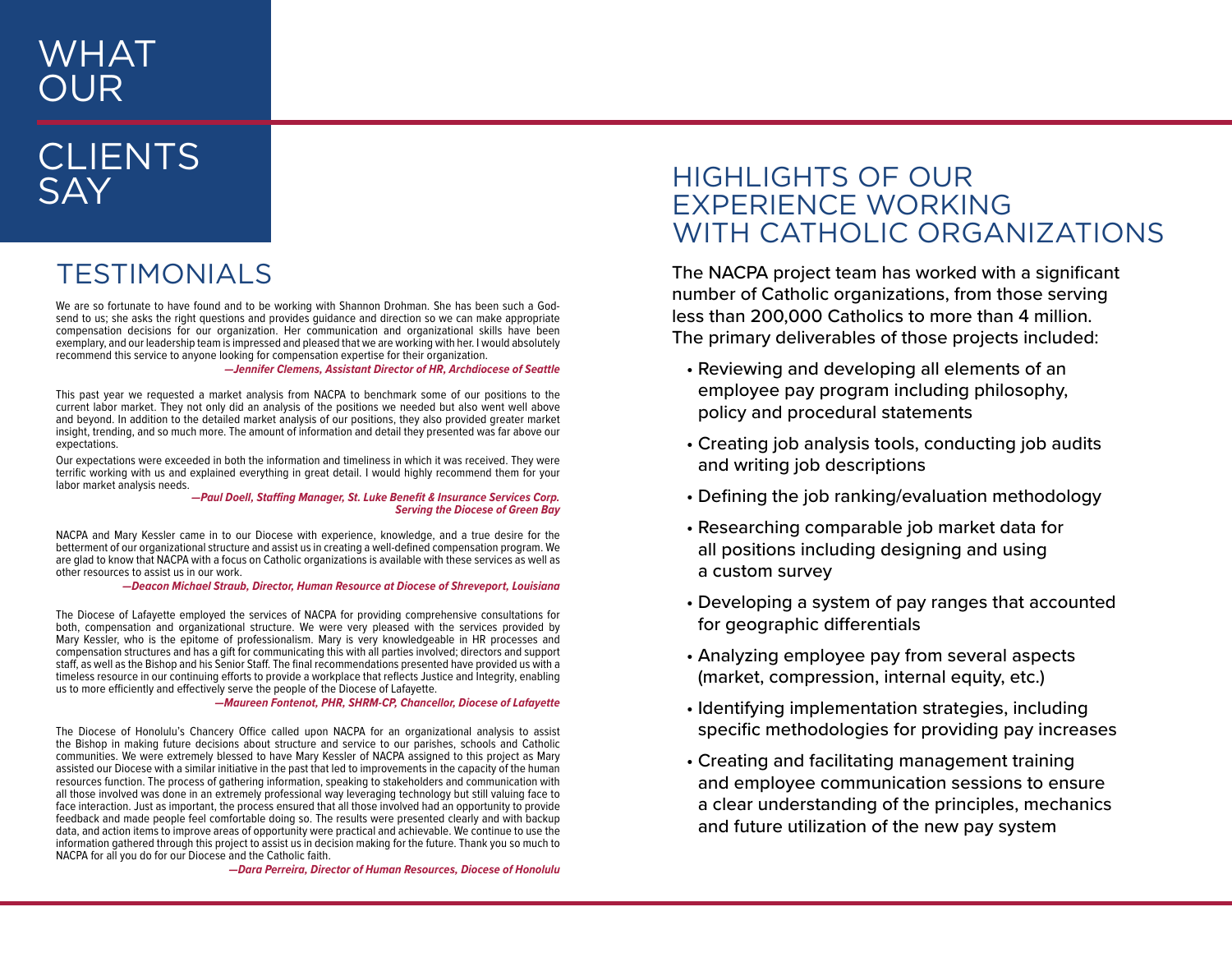# WHAT OUR CLIENTS SAY

## TESTIMONIALS

We are so fortunate to have found and to be working with Shannon Drohman. She has been such a God-send to us; she asks the right questions and provides guidance and direction so we can make appropriate compensation decisions for our organization. Her communication and organizational skills have been exemplary, and our leadership team is impressed and pleased that we are working with her. I would absolutely recommend this service to anyone looking for compensation expertise for their organization.

***—Jennifer Clemens, Assistant Director of HR, Archdiocese of Seattle***

This past year we requested a market analysis from NACPA to benchmark some of our positions to the current labor market. They not only did an analysis of the positions we needed but also went well above and beyond. In addition to the detailed market analysis of our positions, they also provided greater market insight, trending, and so much more. The amount of information and detail they presented was far above our expectations.

Our expectations were exceeded in both the information and timeliness in which it was received. They were terrific working with us and explained everything in great detail. I would highly recommend them for your labor market analysis needs.

***—Paul Doell, Staffing Manager, St. Luke Benefit & Insurance Services Corp. Serving the Diocese of Green Bay***

NACPA and Mary Kessler came in to our Diocese with experience, knowledge, and a true desire for the betterment of our organizational structure and assist us in creating a well-defined compensation program. We are glad to know that NACPA with a focus on Catholic organizations is available with these services as well as other resources to assist us in our work.

***—Deacon Michael Straub, Director, Human Resource at Diocese of Shreveport, Louisiana***

The Diocese of Lafayette employed the services of NACPA for providing comprehensive consultations for both, compensation and organizational structure. We were very pleased with the services provided by Mary Kessler, who is the epitome of professionalism. Mary is very knowledgeable in HR processes and compensation structures and has a gift for communicating this with all parties involved; directors and support staff, as well as the Bishop and his Senior Staff. The final recommendations presented have provided us with a timeless resource in our continuing efforts to provide a workplace that reflects Justice and Integrity, enabling us to more efficiently and effectively serve the people of the Diocese of Lafayette.

***—Maureen Fontenot, PHR, SHRM-CP, Chancellor, Diocese of Lafayette***

The Diocese of Honolulu's Chancery Office called upon NACPA for an organizational analysis to assist the Bishop in making future decisions about structure and service to our parishes, schools and Catholic communities. We were extremely blessed to have Mary Kessler of NACPA assigned to this project as Mary assisted our Diocese with a similar initiative in the past that led to improvements in the capacity of the human resources function. The process of gathering information, speaking to stakeholders and communication with all those involved was done in an extremely professional way leveraging technology but still valuing face to face interaction. Just as important, the process ensured that all those involved had an opportunity to provide feedback and made people feel comfortable doing so. The results were presented clearly and with backup data, and action items to improve areas of opportunity were practical and achievable. We continue to use the information gathered through this project to assist us in decision making for the future. Thank you so much to NACPA for all you do for our Diocese and the Catholic faith.

***—Dara Perreira, Director of Human Resources, Diocese of Honolulu***

## HIGHLIGHTS OF OUR EXPERIENCE WORKING WITH CATHOLIC ORGANIZATIONS

The NACPA project team has worked with a significant number of Catholic organizations, from those serving less than 200,000 Catholics to more than 4 million. The primary deliverables of those projects included:

- Reviewing and developing all elements of an employee pay program including philosophy, policy and procedural statements
- Creating job analysis tools, conducting job audits and writing job descriptions
- Defining the job ranking/evaluation methodology
- Researching comparable job market data for all positions including designing and using a custom survey
- Developing a system of pay ranges that accounted for geographic differentials
- Analyzing employee pay from several aspects (market, compression, internal equity, etc.)
- Identifying implementation strategies, including specific methodologies for providing pay increases
- Creating and facilitating management training and employee communication sessions to ensure a clear understanding of the principles, mechanics and future utilization of the new pay system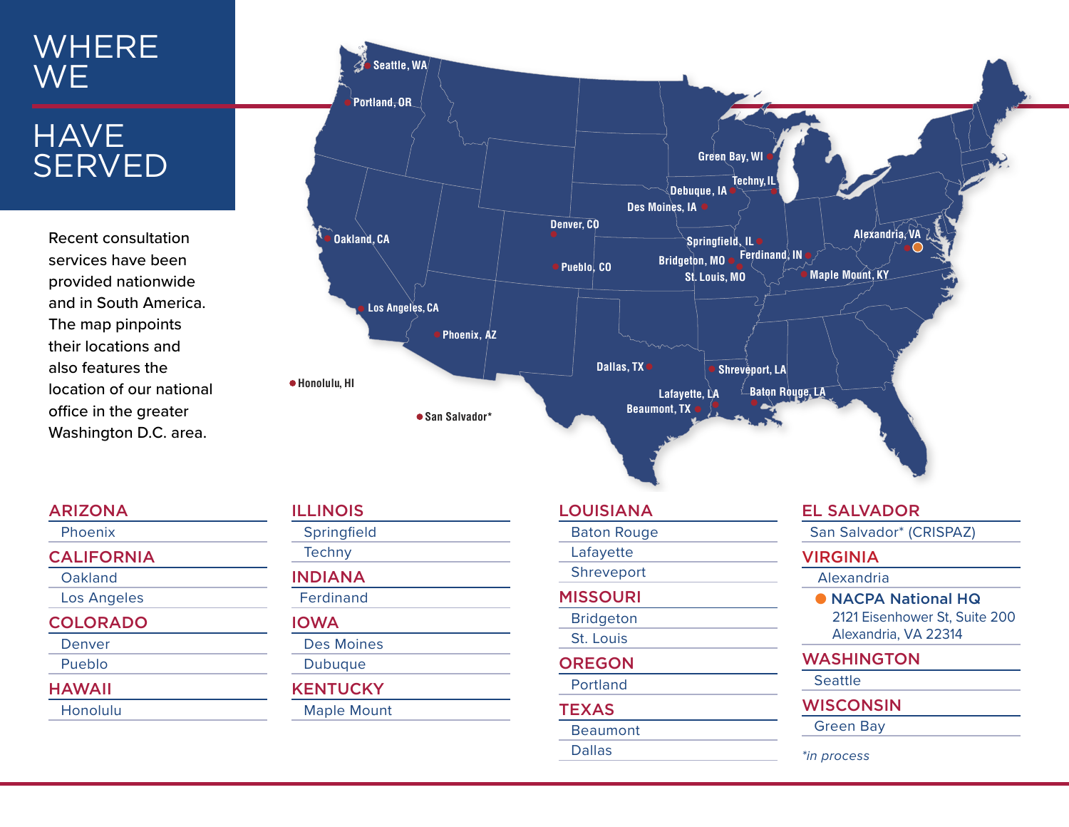# WHERE WE HAVE SERVED

Recent consultation services have been provided nationwide and in South America. The map pinpoints their locations and also features the location of our national office in the greater Washington D.C. area.

Seattle, WA
Portland, OR
Green Bay, WI
Techny, IL
Debuque, IA
Des Moines, IA
Denver, CO
Oakland, CA
Springfield, IL
Alexandria, VA
Ferdinand, IN
Bridgeton, MO
Pueblo, CO
St. Louis, MO
Maple Mount, KY
Los Angeles, CA
Phoenix, AZ
Dallas, TX
Shreveport, LA
Honolulu, HI
Lafayette, LA
Baton Rouge, LA
Beaumont, TX
San Salvador*

## ARIZONA
- Phoenix

## CALIFORNIA
- Oakland
- Los Angeles

## COLORADO
- Denver
- Pueblo

## HAWAII
- Honolulu

## ILLINOIS
- Springfield
- Techny

## INDIANA
- Ferdinand

## IOWA
- Des Moines
- Dubuque

## KENTUCKY
- Maple Mount

## LOUISIANA
- Baton Rouge
- Lafayette
- Shreveport

## MISSOURI
- Bridgeton
- St. Louis

## OREGON
- Portland

## TEXAS
- Beaumont
- Dallas

## EL SALVADOR
- San Salvador* (CRISPAZ)

## VIRGINIA
- Alexandria
- **NACPA National HQ**
  2121 Eisenhower St, Suite 200
  Alexandria, VA 22314

## WASHINGTON
- Seattle

## WISCONSIN
- Green Bay

*\*in process*